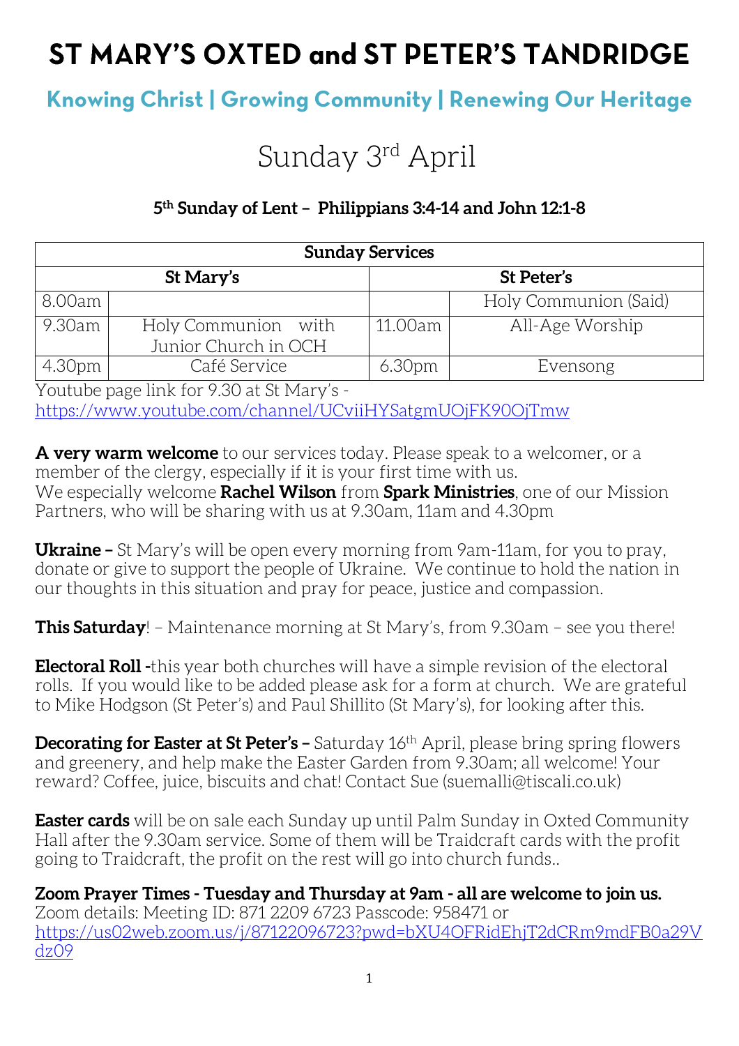# ST MARY'S OXTED and ST PETER'S TANDRIDGE

## Knowing Christ | Growing Community | Renewing Our Heritage

# Sunday 3rd April

**5th Sunday of Lent – Philippians 3:4-14 and John 12:1-8**

| Sunday Services | | | |
|---|---|---|---|
| St Mary's | | St Peter's | |
| 8.00am | | | Holy Communion (Said) |
| 9.30am | Holy Communion with Junior Church in OCH | 11.00am | All-Age Worship |
| 4.30pm | Café Service | 6.30pm | Evensong |

Youtube page link for 9.30 at St Mary's - https://www.youtube.com/channel/UCviiHYSatgmUOjFK90OjTmw

**A very warm welcome** to our services today. Please speak to a welcomer, or a member of the clergy, especially if it is your first time with us.
We especially welcome **Rachel Wilson** from **Spark Ministries**, one of our Mission Partners, who will be sharing with us at 9.30am, 11am and 4.30pm

**Ukraine –** St Mary's will be open every morning from 9am-11am, for you to pray, donate or give to support the people of Ukraine. We continue to hold the nation in our thoughts in this situation and pray for peace, justice and compassion.

**This Saturday**! – Maintenance morning at St Mary's, from 9.30am – see you there!

**Electoral Roll -**this year both churches will have a simple revision of the electoral rolls. If you would like to be added please ask for a form at church. We are grateful to Mike Hodgson (St Peter's) and Paul Shillito (St Mary's), for looking after this.

**Decorating for Easter at St Peter's –** Saturday 16th April, please bring spring flowers and greenery, and help make the Easter Garden from 9.30am; all welcome! Your reward? Coffee, juice, biscuits and chat! Contact Sue (suemalli@tiscali.co.uk)

**Easter cards** will be on sale each Sunday up until Palm Sunday in Oxted Community Hall after the 9.30am service. Some of them will be Traidcraft cards with the profit going to Traidcraft, the profit on the rest will go into church funds..

**Zoom Prayer Times - Tuesday and Thursday at 9am - all are welcome to join us.**
Zoom details: Meeting ID: 871 2209 6723 Passcode: 958471 or https://us02web.zoom.us/j/87122096723?pwd=bXU4OFRidEhjT2dCRm9mdFB0a29Vdz09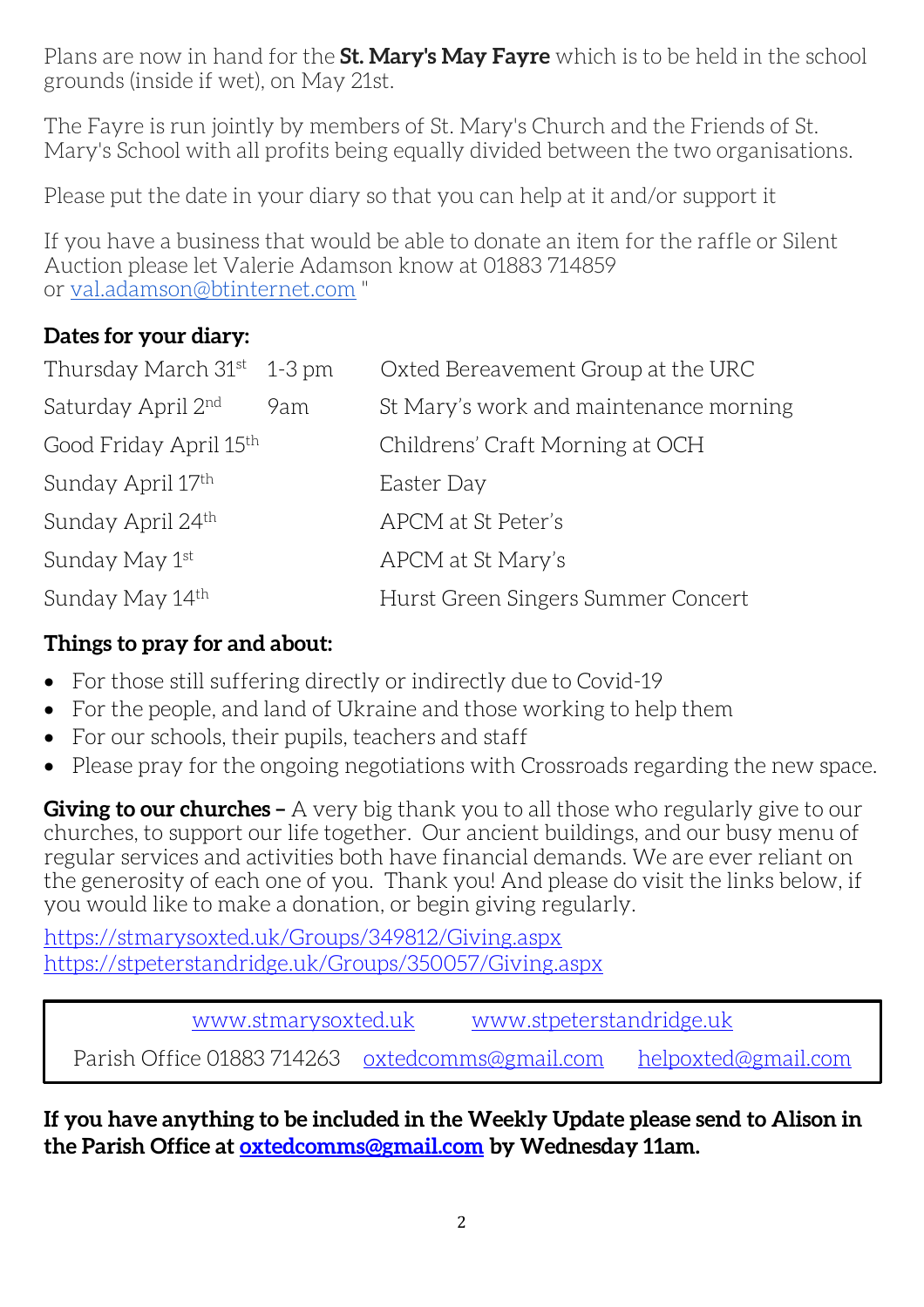Plans are now in hand for the **St. Mary's May Fayre** which is to be held in the school grounds (inside if wet), on May 21st.

The Fayre is run jointly by members of St. Mary's Church and the Friends of St. Mary's School with all profits being equally divided between the two organisations.

Please put the date in your diary so that you can help at it and/or support it

If you have a business that would be able to donate an item for the raffle or Silent Auction please let Valerie Adamson know at 01883 714859 or val.adamson@btinternet.com "

**Dates for your diary:**

| | | |
|---|---|---|
| Thursday March 31st | 1-3 pm | Oxted Bereavement Group at the URC |
| Saturday April 2nd | 9am | St Mary's work and maintenance morning |
| Good Friday April 15th | | Childrens' Craft Morning at OCH |
| Sunday April 17th | | Easter Day |
| Sunday April 24th | | APCM at St Peter's |
| Sunday May 1st | | APCM at St Mary's |
| Sunday May 14th | | Hurst Green Singers Summer Concert |

**Things to pray for and about:**

- For those still suffering directly or indirectly due to Covid-19
- For the people, and land of Ukraine and those working to help them
- For our schools, their pupils, teachers and staff
- Please pray for the ongoing negotiations with Crossroads regarding the new space.

**Giving to our churches –** A very big thank you to all those who regularly give to our churches, to support our life together. Our ancient buildings, and our busy menu of regular services and activities both have financial demands. We are ever reliant on the generosity of each one of you. Thank you! And please do visit the links below, if you would like to make a donation, or begin giving regularly.

https://stmarysoxted.uk/Groups/349812/Giving.aspx
https://stpeterstandridge.uk/Groups/350057/Giving.aspx

www.stmarysoxted.uk www.stpeterstandridge.uk

Parish Office 01883 714263 oxtedcomms@gmail.com helpoxted@gmail.com

**If you have anything to be included in the Weekly Update please send to Alison in the Parish Office at oxtedcomms@gmail.com by Wednesday 11am.**